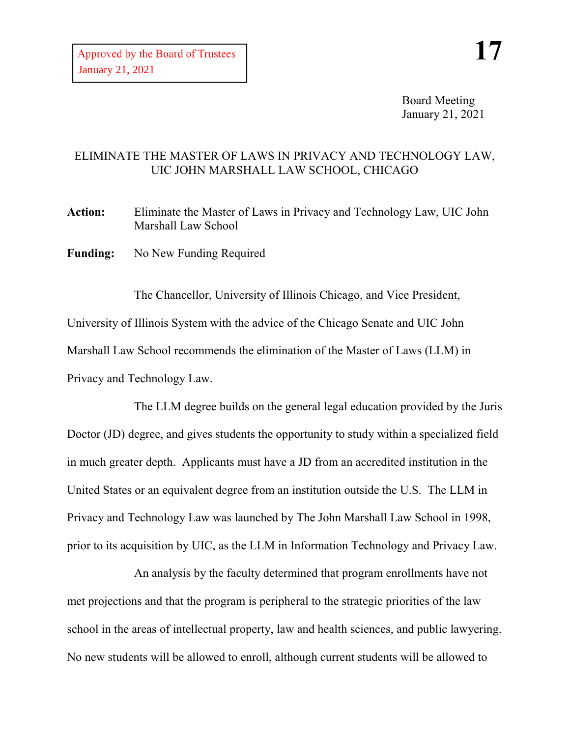Approved by the Board of Trustees
January 21, 2021

**17**

Board Meeting
January 21, 2021

# ELIMINATE THE MASTER OF LAWS IN PRIVACY AND TECHNOLOGY LAW, UIC JOHN MARSHALL LAW SCHOOL, CHICAGO

**Action:** Eliminate the Master of Laws in Privacy and Technology Law, UIC John Marshall Law School

**Funding:** No New Funding Required

The Chancellor, University of Illinois Chicago, and Vice President, University of Illinois System with the advice of the Chicago Senate and UIC John Marshall Law School recommends the elimination of the Master of Laws (LLM) in Privacy and Technology Law.

The LLM degree builds on the general legal education provided by the Juris Doctor (JD) degree, and gives students the opportunity to study within a specialized field in much greater depth. Applicants must have a JD from an accredited institution in the United States or an equivalent degree from an institution outside the U.S. The LLM in Privacy and Technology Law was launched by The John Marshall Law School in 1998, prior to its acquisition by UIC, as the LLM in Information Technology and Privacy Law.

An analysis by the faculty determined that program enrollments have not met projections and that the program is peripheral to the strategic priorities of the law school in the areas of intellectual property, law and health sciences, and public lawyering. No new students will be allowed to enroll, although current students will be allowed to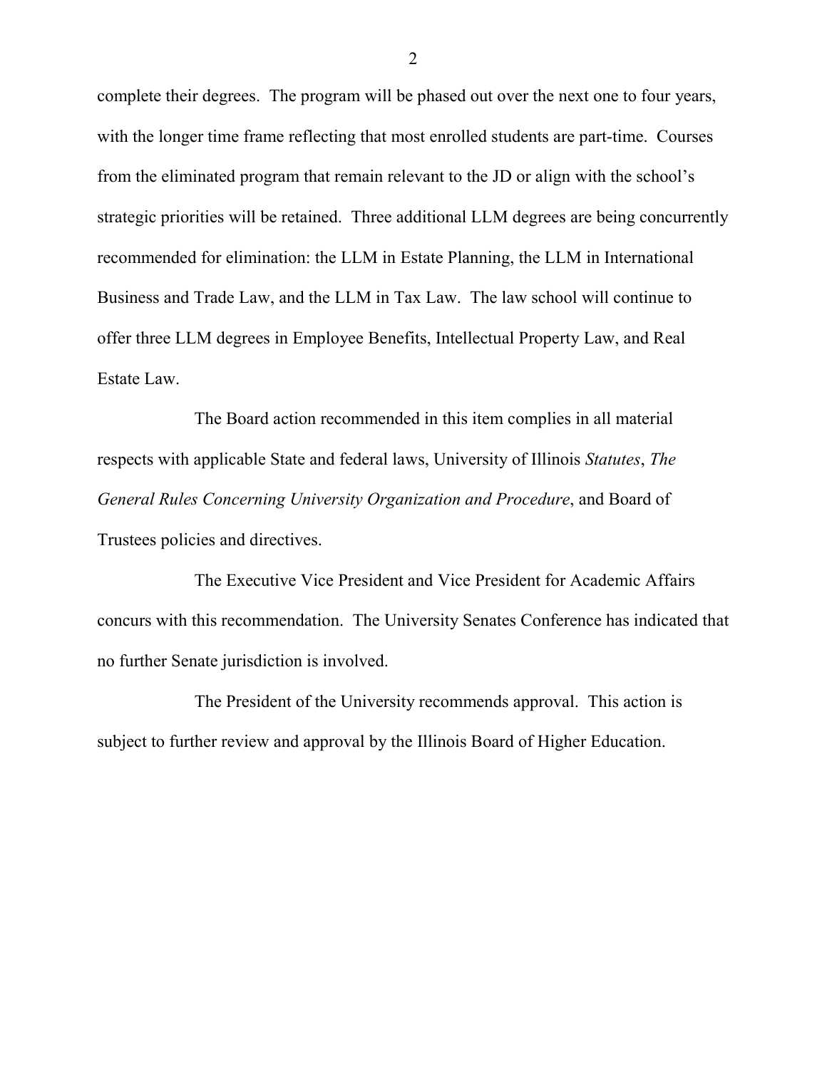complete their degrees. The program will be phased out over the next one to four years, with the longer time frame reflecting that most enrolled students are part-time. Courses from the eliminated program that remain relevant to the JD or align with the school's strategic priorities will be retained. Three additional LLM degrees are being concurrently recommended for elimination: the LLM in Estate Planning, the LLM in International Business and Trade Law, and the LLM in Tax Law. The law school will continue to offer three LLM degrees in Employee Benefits, Intellectual Property Law, and Real Estate Law.

The Board action recommended in this item complies in all material respects with applicable State and federal laws, University of Illinois *Statutes*, *The General Rules Concerning University Organization and Procedure*, and Board of Trustees policies and directives.

The Executive Vice President and Vice President for Academic Affairs concurs with this recommendation. The University Senates Conference has indicated that no further Senate jurisdiction is involved.

The President of the University recommends approval. This action is subject to further review and approval by the Illinois Board of Higher Education.